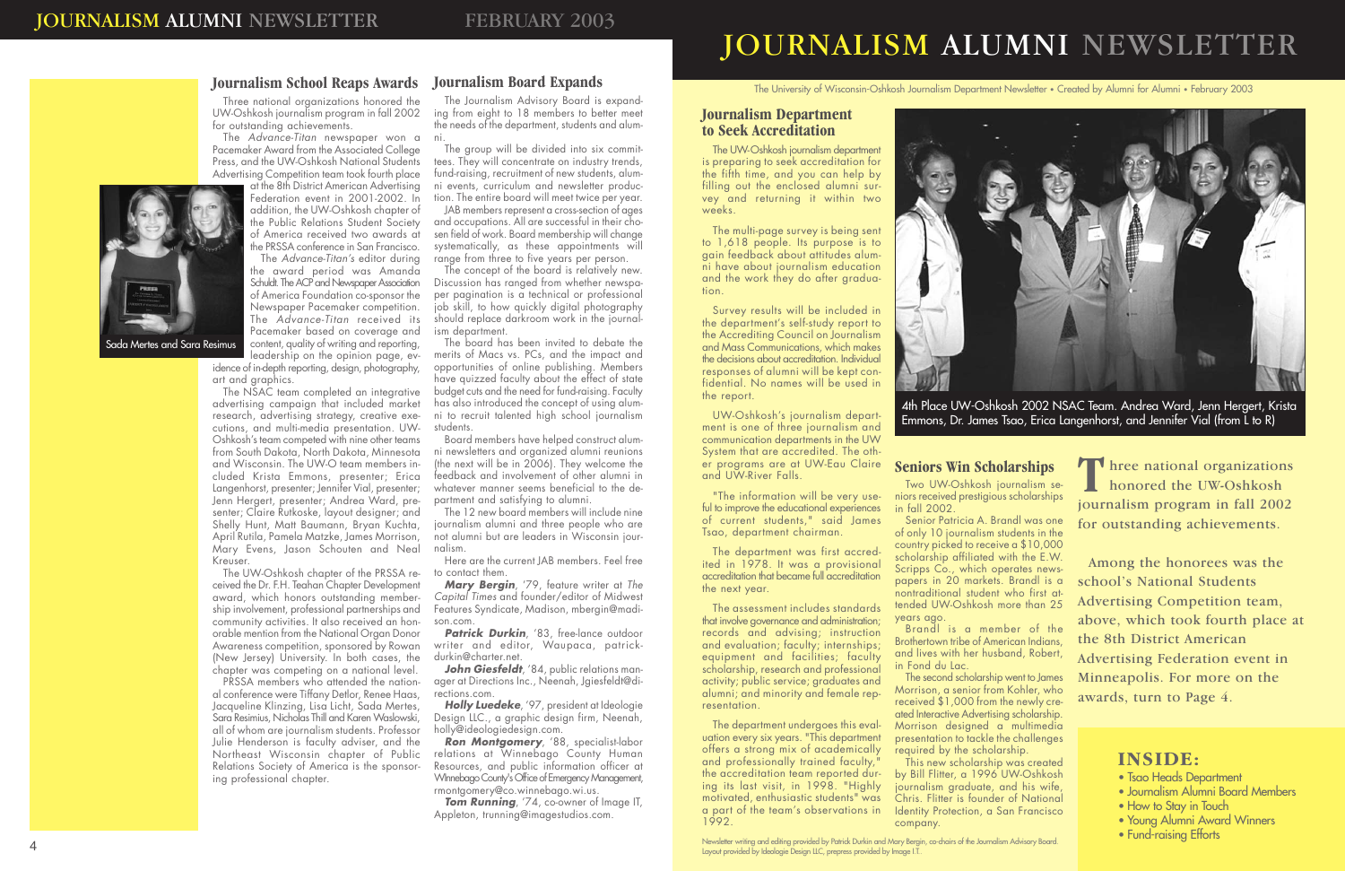# JOURNALISM ALUMNI NEWSLETTER

The University of Wisconsin-Oshkosh Journalism Department Newsletter • Created by Alumni for Alumni • February 2003

## Journalism Department to Seek Accreditation

The UW-Oshkosh journalism department is preparing to seek accreditation for the fifth time, and you can help by filling out the enclosed alumni survey and returning it within two weeks.

The multi-page survey is being sent to 1,618 people. Its purpose is to gain feedback about attitudes alumni have about journalism education and the work they do after graduation.

Survey results will be included in the department's self-study report to the Accrediting Council on Journalism and Mass Communications, which makes the decisions about accreditation. Individual responses of alumni will be kept confidential. No names will be used in the report.

UW-Oshkosh's journalism department is one of three journalism and communication departments in the UW System that are accredited. The other programs are at UW-Eau Claire and UW-River Falls.

"The information will be very useful to improve the educational experiences of current students," said James Tsao, department chairman.

The department was first accredited in 1978. It was a provisional accreditation that became full accreditation the next year.

The assessment includes standards that involve governance and administration; records and advising; instruction and evaluation; faculty; internships; equipment and facilities; faculty scholarship, research and professional activity; public service; graduates and alumni; and minority and female representation.

The department undergoes this evaluation every six years. "This department offers a strong mix of academically and professionally trained faculty," the accreditation team reported during its last visit, in 1998. "Highly motivated, enthusiastic students" was a part of the team's observations in 1992.

4th Place UW-Oshkosh 2002 NSAC Team. Andrea Ward, Jenn Hergert, Krista Emmons, Dr. James Tsao, Erica Langenhorst, and Jennifer Vial (from L to R)

## Seniors Win Scholarships

Two UW-Oshkosh journalism seniors received prestigious scholarships in fall 2002.

Senior Patricia A. Brandl was one of only 10 journalism students in the country picked to receive a $10,000 scholarship affiliated with the E.W. Scripps Co., which operates newspapers in 20 markets. Brandl is a nontraditional student who first attended UW-Oshkosh more than 25 years ago.

Brandl is a member of the Brothertown tribe of American Indians, and lives with her husband, Robert, in Fond du Lac.

The second scholarship went to James Morrison, a senior from Kohler, who received $1,000 from the newly created Interactive Advertising scholarship. Morrison designed a multimedia presentation to tackle the challenges required by the scholarship.

This new scholarship was created by Bill Flitter, a 1996 UW-Oshkosh journalism graduate, and his wife, Chris. Flitter is founder of National Identity Protection, a San Francisco company.

**Three national organizations honored the UW-Oshkosh journalism program in fall 2002 for outstanding achievements.**

Among the honorees was the school's National Students Advertising Competition team, above, which took fourth place at the 8th District American Advertising Federation event in Minneapolis. For more on the awards, turn to Page 4.

## INSIDE:

- Tsao Heads Department
- Journalism Alumni Board Members
- How to Stay in Touch
- Young Alumni Award Winners
- Fund-raising Efforts

Newsletter writing and editing provided by Patrick Durkin and Mary Bergin, co-chairs of the Journalism Advisory Board. Layout provided by Ideologie Design LLC, prepress provided by Image I.T.

## Journalism School Reaps Awards

Three national organizations honored the UW-Oshkosh journalism program in fall 2002 for outstanding achievements.

The *Advance-Titan* newspaper won a Pacemaker Award from the Associated College Press, and the UW-Oshkosh National Students Advertising Competition team took fourth place at the 8th District American Advertising Federation event in 2001-2002. In addition, the UW-Oshkosh chapter of the Public Relations Student Society of America received two awards at the PRSSA conference in San Francisco.

Sada Mertes and Sara Resimus

The *Advance-Titan's* editor during the award period was Amanda Schuldt. The ACP and Newspaper Association of America Foundation co-sponsor the Newspaper Pacemaker competition. The *Advance-Titan* received its Pacemaker based on coverage and content, quality of writing and reporting, leadership on the opinion page, evidence of in-depth reporting, design, photography, art and graphics.

The NSAC team completed an integrative advertising campaign that included market research, advertising strategy, creative executions, and multi-media presentation. UW-Oshkosh's team competed with nine other teams from South Dakota, North Dakota, Minnesota and Wisconsin. The UW-O team members included Krista Emmons, presenter; Erica Langenhorst, presenter; Jennifer Vial, presenter; Jenn Hergert, presenter; Andrea Ward, presenter; Claire Rutkoske, layout designer; and Shelly Hunt, Matt Baumann, Bryan Kuchta, April Rutila, Pamela Matzke, James Morrison, Mary Evens, Jason Schouten and Neal Kreuser.

The UW-Oshkosh chapter of the PRSSA received the Dr. F.H. Teahan Chapter Development award, which honors outstanding membership involvement, professional partnerships and community activities. It also received an honorable mention from the National Organ Donor Awareness competition, sponsored by Rowan (New Jersey) University. In both cases, the chapter was competing on a national level.

PRSSA members who attended the national conference were Tiffany Detlor, Renee Haas, Jacqueline Klinzing, Lisa Licht, Sada Mertes, Sara Resimius, Nicholas Thill and Karen Waslowski, all of whom are journalism students. Professor Julie Henderson is faculty adviser, and the Northeast Wisconsin chapter of Public Relations Society of America is the sponsoring professional chapter.

## Journalism Board Expands

The Journalism Advisory Board is expanding from eight to 18 members to better meet the needs of the department, students and alumni.

The group will be divided into six committees. They will concentrate on industry trends, fund-raising, recruitment of new students, alumni events, curriculum and newsletter production. The entire board will meet twice per year.

JAB members represent a cross-section of ages and occupations. All are successful in their chosen field of work. Board membership will change systematically, as these appointments will range from three to five years per person.

The concept of the board is relatively new. Discussion has ranged from whether newspaper pagination is a technical or professional job skill, to how quickly digital photography should replace darkroom work in the journalism department.

The board has been invited to debate the merits of Macs vs. PCs, and the impact and opportunities of online publishing. Members have quizzed faculty about the effect of state budget cuts and the need for fund-raising. Faculty has also introduced the concept of using alumni to recruit talented high school journalism students.

Board members have helped construct alumni newsletters and organized alumni reunions (the next will be in 2006). They welcome the feedback and involvement of other alumni in whatever manner seems beneficial to the department and satisfying to alumni.

The 12 new board members will include nine journalism alumni and three people who are not alumni but are leaders in Wisconsin journalism.

Here are the current JAB members. Feel free to contact them.

***Mary Bergin***, '79, feature writer at *The Capital Times* and founder/editor of Midwest Features Syndicate, Madison, mbergin@madison.com.

***Patrick Durkin***, '83, free-lance outdoor writer and editor, Waupaca, patrickdurkin@charter.net.

***John Giesfeldt***, '84, public relations manager at Directions Inc., Neenah, Jgiesfeldt@directions.com.

***Holly Luedeke***, '97, president at Ideologie Design LLC., a graphic design firm, Neenah, holly@ideologiedesign.com.

***Ron Montgomery***, '88, specialist-labor relations at Winnebago County Human Resources, and public information officer at Winnebago County's Office of Emergency Management, rmontgomery@co.winnebago.wi.us.

***Tom Running***, '74, co-owner of Image IT, Appleton, trunning@imagestudios.com.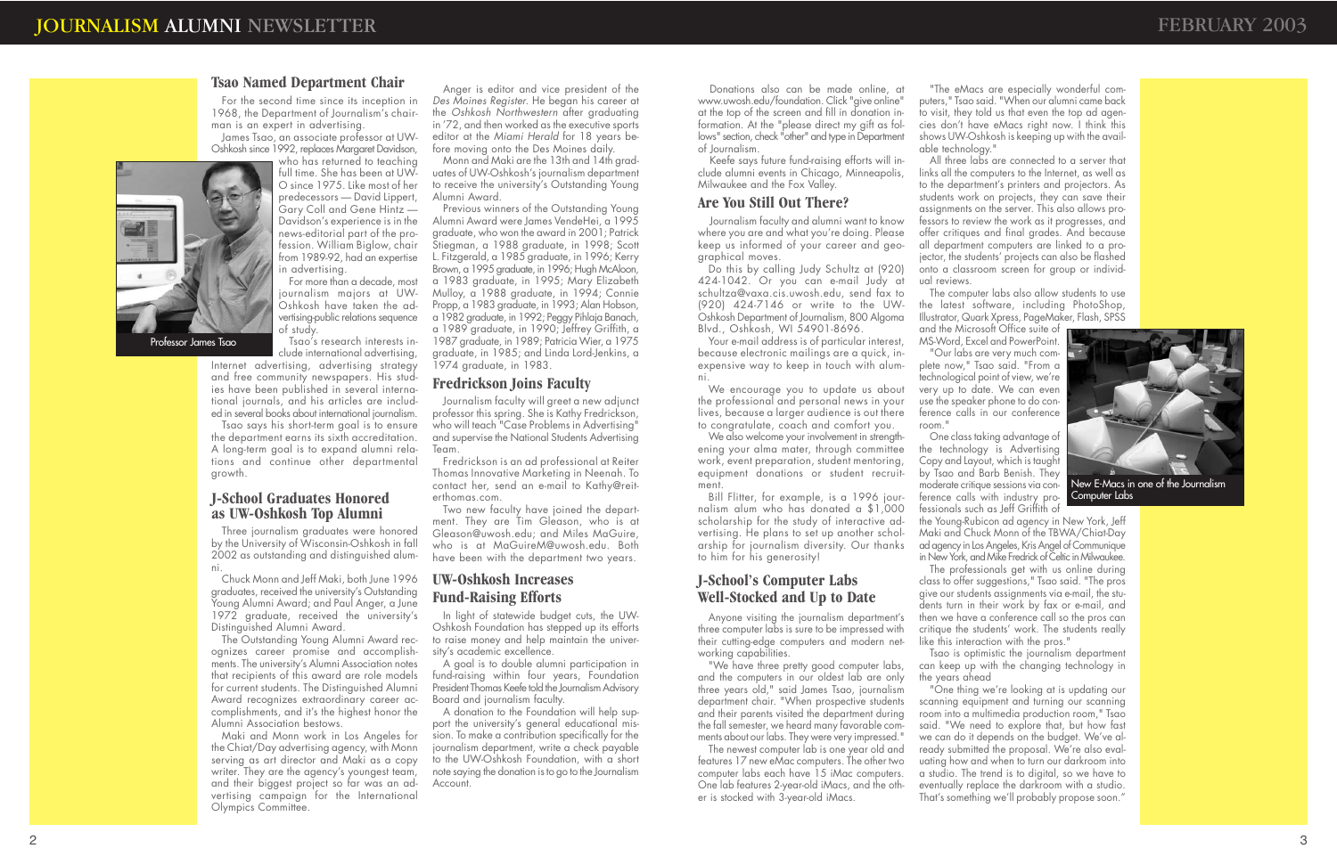## Tsao Named Department Chair

For the second time since its inception in 1968, the Department of Journalism's chairman is an expert in advertising.

James Tsao, an associate professor at UW-Oshkosh since 1992, replaces Margaret Davidson, who has returned to teaching full time. She has been at UW-O since 1975. Like most of her predecessors — David Lippert, Gary Coll and Gene Hintz — Davidson's experience is in the news-editorial part of the profession. William Biglow, chair from 1989-92, had an expertise in advertising.

Professor James Tsao

For more than a decade, most journalism majors at UW-Oshkosh have taken the advertising-public relations sequence of study.

Tsao's research interests include international advertising, Internet advertising, advertising strategy and free community newspapers. His studies have been published in several international journals, and his articles are included in several books about international journalism.

Tsao says his short-term goal is to ensure the department earns its sixth accreditation. A long-term goal is to expand alumni relations and continue other departmental growth.

## J-School Graduates Honored as UW-Oshkosh Top Alumni

Three journalism graduates were honored by the University of Wisconsin-Oshkosh in fall 2002 as outstanding and distinguished alumni.

Chuck Monn and Jeff Maki, both June 1996 graduates, received the university's Outstanding Young Alumni Award; and Paul Anger, a June 1972 graduate, received the university's Distinguished Alumni Award.

The Outstanding Young Alumni Award recognizes career promise and accomplishments. The university's Alumni Association notes that recipients of this award are role models for current students. The Distinguished Alumni Award recognizes extraordinary career accomplishments, and it's the highest honor the Alumni Association bestows.

Maki and Monn work in Los Angeles for the Chiat/Day advertising agency, with Monn serving as art director and Maki as a copy writer. They are the agency's youngest team, and their biggest project so far was an advertising campaign for the International Olympics Committee.

Anger is editor and vice president of the *Des Moines Register*. He began his career at the *Oshkosh Northwestern* after graduating in '72, and then worked as the executive sports editor at the *Miami Herald* for 18 years before moving on to the Des Moines daily.

Monn and Maki are the 13th and 14th graduates of UW-Oshkosh's journalism department to receive the university's Outstanding Young Alumni Award.

Previous winners of the Outstanding Young Alumni Award were James VendeHei, a 1995 graduate, who won the award in 2001; Patrick Stiegman, a 1988 graduate, in 1998; Scott L. Fitzgerald, a 1985 graduate, in 1996; Kerry Brown, a 1995 graduate, in 1996; Hugh McAloon, a 1983 graduate, in 1995; Mary Elizabeth Mulloy, a 1988 graduate, in 1994; Connie Propp, a 1983 graduate, in 1993; Alan Hobson, a 1982 graduate, in 1992; Peggy Pihlaja Banach, a 1989 graduate, in 1990; Jeffrey Griffith, a 1987 graduate, in 1989; Patricia Wier, a 1975 graduate, in 1985; and Linda Lord-Jenkins, a 1974 graduate, in 1983.

## Fredrickson Joins Faculty

Journalism faculty will greet a new adjunct professor this spring. She is Kathy Fredrickson, who will teach "Case Problems in Advertising" and supervise the National Students Advertising Team.

Fredrickson is an ad professional at Reiter Thomas Innovative Marketing in Neenah. To contact her, send an e-mail to Kathy@reiterthomas.com.

Two new faculty have joined the department. They are Tim Gleason, who is at Gleason@uwosh.edu; and Miles MaGuire, who is at MaGuireM@uwosh.edu. Both have been with the department two years.

## UW-Oshkosh Increases Fund-Raising Efforts

In light of statewide budget cuts, the UW-Oshkosh Foundation has stepped up its efforts to raise money and help maintain the university's academic excellence.

A goal is to double alumni participation in fund-raising within four years, Foundation President Thomas Keefe told the Journalism Advisory Board and journalism faculty.

A donation to the Foundation will help support the university's general educational mission. To make a contribution specifically for the journalism department, write a check payable to the UW-Oshkosh Foundation, with a short note saying the donation is to go to the Journalism Account.

Donations also can be made online, at www.uwosh.edu/foundation. Click "give online" at the top of the screen and fill in donation information. At the "please direct my gift as follows" section, check "other" and type in Department of Journalism.

Keefe says future fund-raising efforts will include alumni events in Chicago, Minneapolis, Milwaukee and the Fox Valley.

## Are You Still Out There?

Journalism faculty and alumni want to know where you are and what you're doing. Please keep us informed of your career and geographical moves.

Do this by calling Judy Schultz at (920) 424-1042. Or you can e-mail Judy at schultza@vaxa.cis.uwosh.edu, send fax to (920) 424-7146 or write to the UW-Oshkosh Department of Journalism, 800 Algoma Blvd., Oshkosh, WI 54901-8696.

Your e-mail address is of particular interest, because electronic mailings are a quick, inexpensive way to keep in touch with alumni.

We encourage you to update us about the professional and personal news in your lives, because a larger audience is out there to congratulate, coach and comfort you.

We also welcome your involvement in strengthening your alma mater, through committee work, event preparation, student mentoring, equipment donations or student recruitment.

Bill Flitter, for example, is a 1996 journalism alum who has donated a $1,000 scholarship for the study of interactive advertising. He plans to set up another scholarship for journalism diversity. Our thanks to him for his generosity!

## J-School's Computer Labs Well-Stocked and Up to Date

Anyone visiting the journalism department's three computer labs is sure to be impressed with their cutting-edge computers and modern networking capabilities.

"We have three pretty good computer labs, and the computers in our oldest lab are only three years old," said James Tsao, journalism department chair. "When prospective students and their parents visited the department during the fall semester, we heard many favorable comments about our labs. They were very impressed."

The newest computer lab is one year old and features 17 new eMac computers. The other two computer labs each have 15 iMac computers. One lab features 2-year-old iMacs, and the other is stocked with 3-year-old iMacs.

"The eMacs are especially wonderful computers," Tsao said. "When our alumni came back to visit, they told us that even the top ad agencies don't have eMacs right now. I think this shows UW-Oshkosh is keeping up with the available technology."

All three labs are connected to a server that links all the computers to the Internet, as well as to the department's printers and projectors. As students work on projects, they can save their assignments on the server. This also allows professors to review the work as it progresses, and offer critiques and final grades. And because all department computers are linked to a projector, the students' projects can also be flashed onto a classroom screen for group or individual reviews.

The computer labs also allow students to use the latest software, including PhotoShop, Illustrator, Quark Xpress, PageMaker, Flash, SPSS and the Microsoft Office suite of MS-Word, Excel and PowerPoint.

"Our labs are very much complete now," Tsao said. "From a technological point of view, we're very up to date. We can even use the speaker phone to do conference calls in our conference room."

New E-Macs in one of the Journalism Computer Labs

One class taking advantage of the technology is Advertising Copy and Layout, which is taught by Tsao and Barb Benish. They moderate critique sessions via conference calls with industry professionals such as Jeff Griffith of the Young-Rubicon ad agency in New York, Jeff Maki and Chuck Monn of the TBWA/Chiat-Day ad agency in Los Angeles, Kris Angel of Communique in New York, and Mike Fredrick of Celtic in Milwaukee.

The professionals get with us online during class to offer suggestions," Tsao said. "The pros give our students assignments via e-mail, the students turn in their work by fax or e-mail, and then we have a conference call so the pros can critique the students' work. The students really like this interaction with the pros."

Tsao is optimistic the journalism department can keep up with the changing technology in the years ahead

"One thing we're looking at is updating our scanning equipment and turning our scanning room into a multimedia production room," Tsao said. "We need to explore that, but how fast we can do it depends on the budget. We've already submitted the proposal. We're also evaluating how and when to turn our darkroom into a studio. The trend is to digital, so we have to eventually replace the darkroom with a studio. That's something we'll probably propose soon."